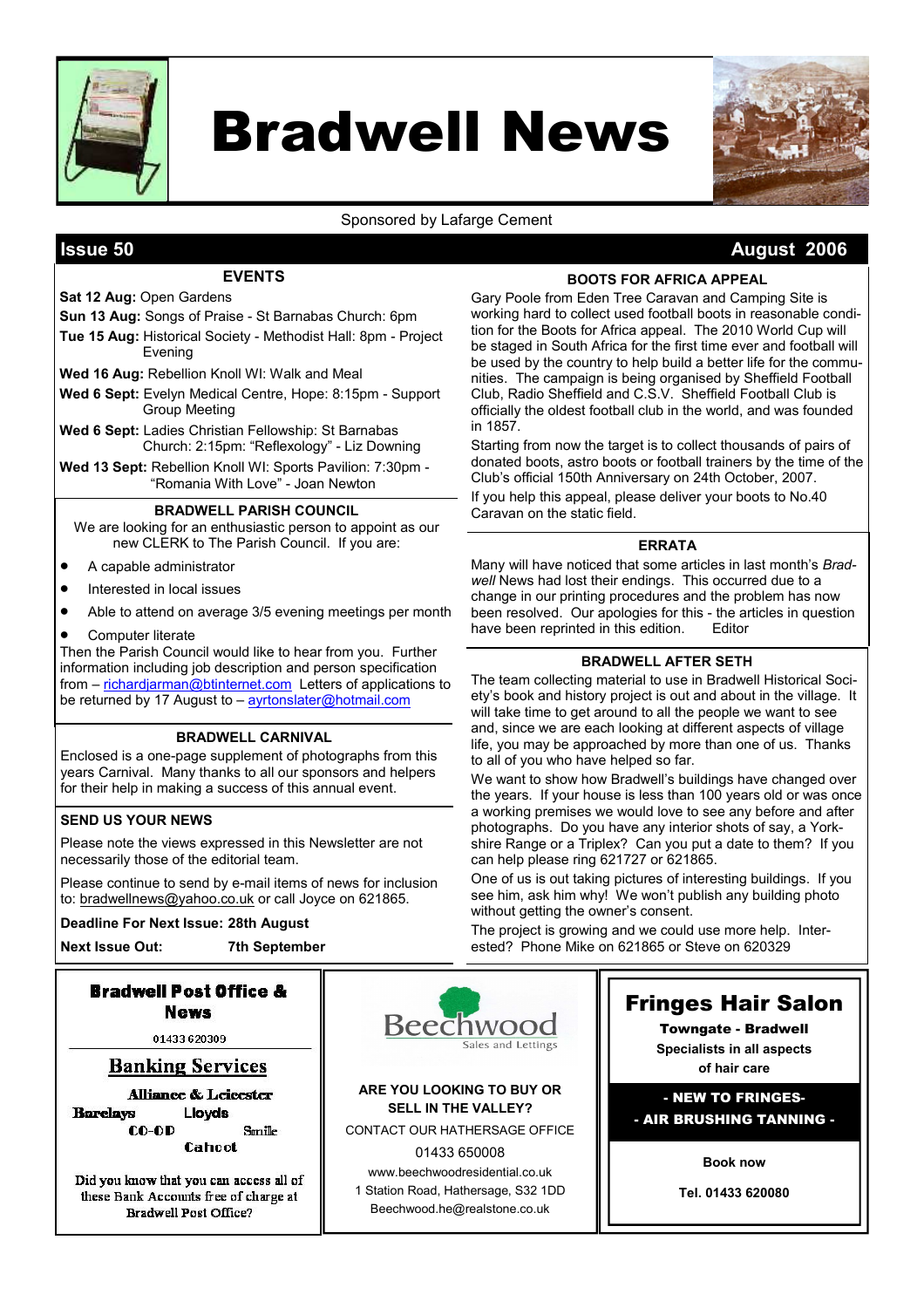# Bradwell News

Sponsored by Lafarge Cement

**Issue 50** | **August 2006**

## EVENTS

**Sat 12 Aug:** Open Gardens

**Sun 13 Aug:** Songs of Praise - St Barnabas Church: 6pm

**Tue 15 Aug:** Historical Society - Methodist Hall: 8pm - Project Evening

**Wed 16 Aug:** Rebellion Knoll WI: Walk and Meal

**Wed 6 Sept:** Evelyn Medical Centre, Hope: 8:15pm - Support Group Meeting

**Wed 6 Sept:** Ladies Christian Fellowship: St Barnabas Church: 2:15pm: "Reflexology" - Liz Downing

**Wed 13 Sept:** Rebellion Knoll WI: Sports Pavilion: 7:30pm - "Romania With Love" - Joan Newton

## BRADWELL PARISH COUNCIL

We are looking for an enthusiastic person to appoint as our new CLERK to The Parish Council. If you are:

- A capable administrator
- Interested in local issues
- Able to attend on average 3/5 evening meetings per month
- Computer literate

Then the Parish Council would like to hear from you. Further information including job description and person specification from – richardjarman@btinternet.com Letters of applications to be returned by 17 August to – ayrtonslater@hotmail.com

## BRADWELL CARNIVAL

Enclosed is a one-page supplement of photographs from this years Carnival. Many thanks to all our sponsors and helpers for their help in making a success of this annual event.

## SEND US YOUR NEWS

Please note the views expressed in this Newsletter are not necessarily those of the editorial team.

Please continue to send by e-mail items of news for inclusion to: bradwellnews@yahoo.co.uk or call Joyce on 621865.

**Deadline For Next Issue: 28th August**

**Next Issue Out: 7th September**

## BOOTS FOR AFRICA APPEAL

Gary Poole from Eden Tree Caravan and Camping Site is working hard to collect used football boots in reasonable condition for the Boots for Africa appeal. The 2010 World Cup will be staged in South Africa for the first time ever and football will be used by the country to help build a better life for the communities. The campaign is being organised by Sheffield Football Club, Radio Sheffield and C.S.V. Sheffield Football Club is officially the oldest football club in the world, and was founded in 1857.

Starting from now the target is to collect thousands of pairs of donated boots, astro boots or football trainers by the time of the Club's official 150th Anniversary on 24th October, 2007.

If you help this appeal, please deliver your boots to No.40 Caravan on the static field.

## ERRATA

Many will have noticed that some articles in last month's *Bradwell* News had lost their endings. This occurred due to a change in our printing procedures and the problem has now been resolved. Our apologies for this - the articles in question have been reprinted in this edition. Editor

## BRADWELL AFTER SETH

The team collecting material to use in Bradwell Historical Society's book and history project is out and about in the village. It will take time to get around to all the people we want to see and, since we are each looking at different aspects of village life, you may be approached by more than one of us. Thanks to all of you who have helped so far.

We want to show how Bradwell's buildings have changed over the years. If your house is less than 100 years old or was once a working premises we would love to see any before and after photographs. Do you have any interior shots of say, a Yorkshire Range or a Triplex? Can you put a date to them? If you can help please ring 621727 or 621865.

One of us is out taking pictures of interesting buildings. If you see him, ask him why! We won't publish any building photo without getting the owner's consent.

The project is growing and we could use more help. Interested? Phone Mike on 621865 or Steve on 620329

---

**Bradwell Post Office & News**

01433 620309

**Banking Services**

Alliance & Leicester
Barclays Lloyds
CO-OP Smile
Cahoot

Did you know that you can access all of these Bank Accounts free of charge at Bradwell Post Office?

---

**Beechwood**
Sales and Lettings

**ARE YOU LOOKING TO BUY OR SELL IN THE VALLEY?**

CONTACT OUR HATHERSAGE OFFICE

01433 650008

www.beechwoodresidential.co.uk

1 Station Road, Hathersage, S32 1DD

Beechwood.he@realstone.co.uk

---

**Fringes Hair Salon**

**Towngate - Bradwell**

**Specialists in all aspects of hair care**

**- NEW TO FRINGES-**
**- AIR BRUSHING TANNING -**

**Book now**

**Tel. 01433 620080**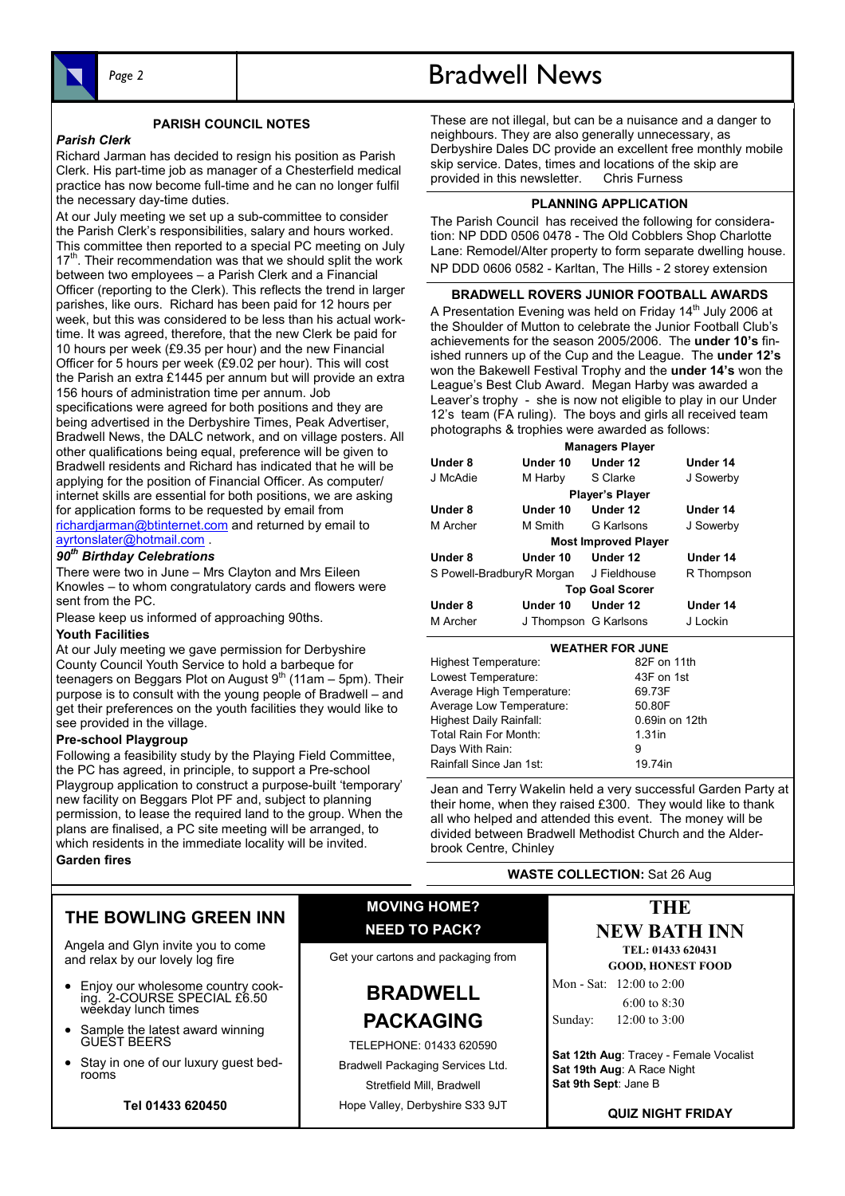## PARISH COUNCIL NOTES

***Parish Clerk***

Richard Jarman has decided to resign his position as Parish Clerk. His part-time job as manager of a Chesterfield medical practice has now become full-time and he can no longer fulfil the necessary day-time duties.

At our July meeting we set up a sub-committee to consider the Parish Clerk's responsibilities, salary and hours worked. This committee then reported to a special PC meeting on July 17th. Their recommendation was that we should split the work between two employees – a Parish Clerk and a Financial Officer (reporting to the Clerk). This reflects the trend in larger parishes, like ours. Richard has been paid for 12 hours per week, but this was considered to be less than his actual work-time. It was agreed, therefore, that the new Clerk be paid for 10 hours per week (£9.35 per hour) and the new Financial Officer for 5 hours per week (£9.02 per hour). This will cost the Parish an extra £1445 per annum but will provide an extra 156 hours of administration time per annum. Job specifications were agreed for both positions and they are being advertised in the Derbyshire Times, Peak Advertiser, Bradwell News, the DALC network, and on village posters. All other qualifications being equal, preference will be given to Bradwell residents and Richard has indicated that he will be applying for the position of Financial Officer. As computer/ internet skills are essential for both positions, we are asking for application forms to be requested by email from richardjarman@btinternet.com and returned by email to ayrtonslater@hotmail.com .

***90th Birthday Celebrations***

There were two in June – Mrs Clayton and Mrs Eileen Knowles – to whom congratulatory cards and flowers were sent from the PC.

Please keep us informed of approaching 90ths.

**Youth Facilities**

At our July meeting we gave permission for Derbyshire County Council Youth Service to hold a barbeque for teenagers on Beggars Plot on August 9th (11am – 5pm). Their purpose is to consult with the young people of Bradwell – and get their preferences on the youth facilities they would like to see provided in the village.

**Pre-school Playgroup**

Following a feasibility study by the Playing Field Committee, the PC has agreed, in principle, to support a Pre-school Playgroup application to construct a purpose-built 'temporary' new facility on Beggars Plot PF and, subject to planning permission, to lease the required land to the group. When the plans are finalised, a PC site meeting will be arranged, to which residents in the immediate locality will be invited.

**Garden fires**

These are not illegal, but can be a nuisance and a danger to neighbours. They are also generally unnecessary, as Derbyshire Dales DC provide an excellent free monthly mobile skip service. Dates, times and locations of the skip are provided in this newsletter. Chris Furness

## PLANNING APPLICATION

The Parish Council has received the following for consideration: NP DDD 0506 0478 - The Old Cobblers Shop Charlotte Lane: Remodel/Alter property to form separate dwelling house.
NP DDD 0606 0582 - Karltan, The Hills - 2 storey extension

## BRADWELL ROVERS JUNIOR FOOTBALL AWARDS

A Presentation Evening was held on Friday 14th July 2006 at the Shoulder of Mutton to celebrate the Junior Football Club's achievements for the season 2005/2006. The **under 10's** finished runners up of the Cup and the League. The **under 12's** won the Bakewell Festival Trophy and the **under 14's** won the League's Best Club Award. Megan Harby was awarded a Leaver's trophy - she is now not eligible to play in our Under 12's team (FA ruling). The boys and girls all received team photographs & trophies were awarded as follows:

| | | | |
|---|---|---|---|
| **Managers Player** | | | |
| **Under 8** | **Under 10** | **Under 12** | **Under 14** |
| J McAdie | M Harby | S Clarke | J Sowerby |
| **Player's Player** | | | |
| **Under 8** | **Under 10** | **Under 12** | **Under 14** |
| M Archer | M Smith | G Karlsons | J Sowerby |
| **Most Improved Player** | | | |
| **Under 8** | **Under 10** | **Under 12** | **Under 14** |
| S Powell-Bradbury | R Morgan | J Fieldhouse | R Thompson |
| **Top Goal Scorer** | | | |
| **Under 8** | **Under 10** | **Under 12** | **Under 14** |
| M Archer | J Thompson | G Karlsons | J Lockin |

## WEATHER FOR JUNE

| | |
|---|---|
| Highest Temperature: | 82F on 11th |
| Lowest Temperature: | 43F on 1st |
| Average High Temperature: | 69.73F |
| Average Low Temperature: | 50.80F |
| Highest Daily Rainfall: | 0.69in on 12th |
| Total Rain For Month: | 1.31in |
| Days With Rain: | 9 |
| Rainfall Since Jan 1st: | 19.74in |

Jean and Terry Wakelin held a very successful Garden Party at their home, when they raised £300. They would like to thank all who helped and attended this event. The money will be divided between Bradwell Methodist Church and the Alderbrook Centre, Chinley

**WASTE COLLECTION:** Sat 26 Aug

## THE BOWLING GREEN INN

Angela and Glyn invite you to come and relax by our lovely log fire

- Enjoy our wholesome country cooking. 2-COURSE SPECIAL £6.50 weekday lunch times
- Sample the latest award winning GUEST BEERS
- Stay in one of our luxury guest bedrooms

**Tel 01433 620450**

## MOVING HOME? NEED TO PACK?

Get your cartons and packaging from

## BRADWELL PACKAGING

TELEPHONE: 01433 620590
Bradwell Packaging Services Ltd.
Stretfield Mill, Bradwell
Hope Valley, Derbyshire S33 9JT

## THE NEW BATH INN

**TEL: 01433 620431**
**GOOD, HONEST FOOD**

Mon - Sat: 12:00 to 2:00
6:00 to 8:30
Sunday: 12:00 to 3:00

**Sat 12th Aug**: Tracey - Female Vocalist
**Sat 19th Aug**: A Race Night
**Sat 9th Sept**: Jane B

**QUIZ NIGHT FRIDAY**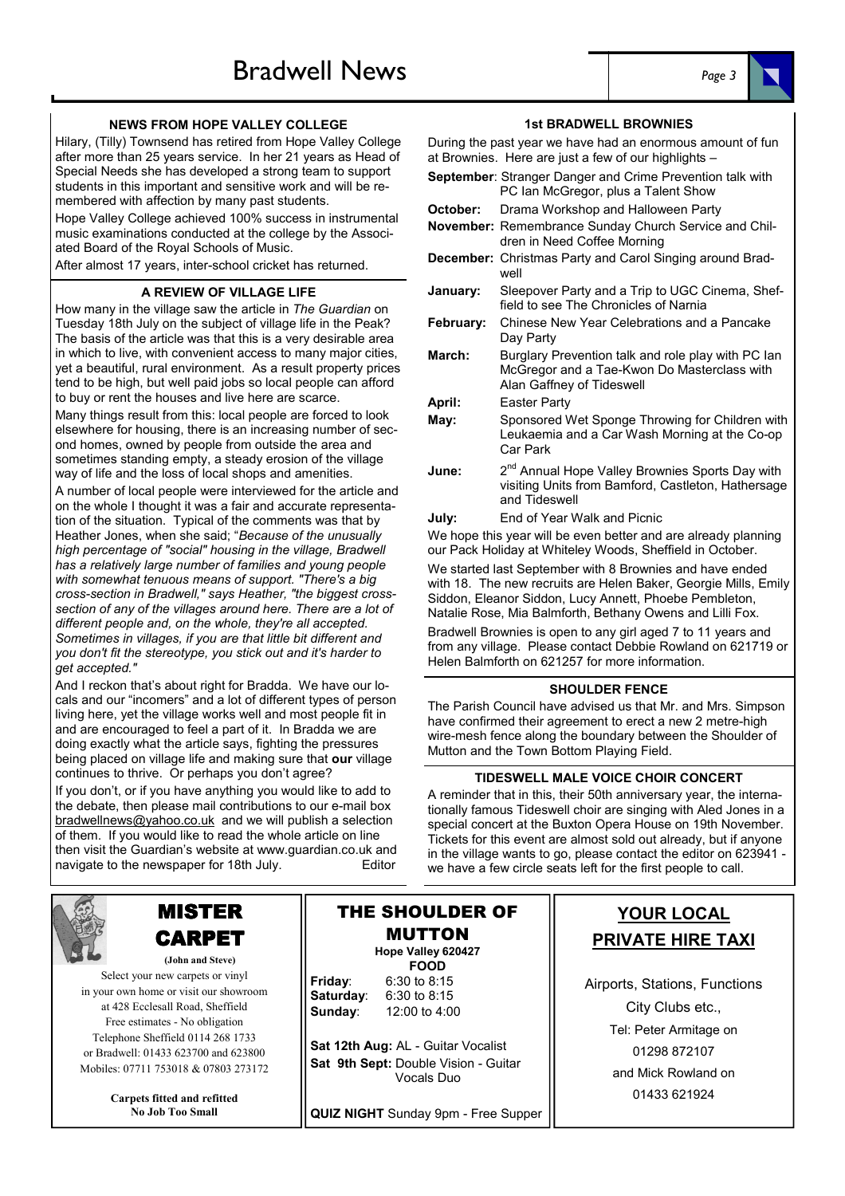## NEWS FROM HOPE VALLEY COLLEGE

Hilary, (Tilly) Townsend has retired from Hope Valley College after more than 25 years service. In her 21 years as Head of Special Needs she has developed a strong team to support students in this important and sensitive work and will be remembered with affection by many past students.

Hope Valley College achieved 100% success in instrumental music examinations conducted at the college by the Associated Board of the Royal Schools of Music.

After almost 17 years, inter-school cricket has returned.

## A REVIEW OF VILLAGE LIFE

How many in the village saw the article in *The Guardian* on Tuesday 18th July on the subject of village life in the Peak? The basis of the article was that this is a very desirable area in which to live, with convenient access to many major cities, yet a beautiful, rural environment. As a result property prices tend to be high, but well paid jobs so local people can afford to buy or rent the houses and live here are scarce.

Many things result from this: local people are forced to look elsewhere for housing, there is an increasing number of second homes, owned by people from outside the area and sometimes standing empty, a steady erosion of the village way of life and the loss of local shops and amenities.

A number of local people were interviewed for the article and on the whole I thought it was a fair and accurate representation of the situation. Typical of the comments was that by Heather Jones, when she said; "*Because of the unusually high percentage of "social" housing in the village, Bradwell has a relatively large number of families and young people with somewhat tenuous means of support. "There's a big cross-section in Bradwell," says Heather, "the biggest cross-section of any of the villages around here. There are a lot of different people and, on the whole, they're all accepted. Sometimes in villages, if you are that little bit different and you don't fit the stereotype, you stick out and it's harder to get accepted."*

And I reckon that's about right for Bradda. We have our locals and our "incomers" and a lot of different types of person living here, yet the village works well and most people fit in and are encouraged to feel a part of it. In Bradda we are doing exactly what the article says, fighting the pressures being placed on village life and making sure that **our** village continues to thrive. Or perhaps you don't agree?

If you don't, or if you have anything you would like to add to the debate, then please mail contributions to our e-mail box bradwellnews@yahoo.co.uk and we will publish a selection of them. If you would like to read the whole article on line then visit the Guardian's website at www.guardian.co.uk and navigate to the newspaper for 18th July. Editor

## 1st BRADWELL BROWNIES

During the past year we have had an enormous amount of fun at Brownies. Here are just a few of our highlights –

**September**: Stranger Danger and Crime Prevention talk with PC Ian McGregor, plus a Talent Show

**October:** Drama Workshop and Halloween Party

**November:** Remembrance Sunday Church Service and Children in Need Coffee Morning

**December:** Christmas Party and Carol Singing around Bradwell

**January:** Sleepover Party and a Trip to UGC Cinema, Sheffield to see The Chronicles of Narnia

**February:** Chinese New Year Celebrations and a Pancake Day Party

**March:** Burglary Prevention talk and role play with PC Ian McGregor and a Tae-Kwon Do Masterclass with Alan Gaffney of Tideswell

**April:** Easter Party

**May:** Sponsored Wet Sponge Throwing for Children with Leukaemia and a Car Wash Morning at the Co-op Car Park

**June:** 2nd Annual Hope Valley Brownies Sports Day with visiting Units from Bamford, Castleton, Hathersage and Tideswell

**July:** End of Year Walk and Picnic

We hope this year will be even better and are already planning our Pack Holiday at Whiteley Woods, Sheffield in October.

We started last September with 8 Brownies and have ended with 18. The new recruits are Helen Baker, Georgie Mills, Emily Siddon, Eleanor Siddon, Lucy Annett, Phoebe Pembleton, Natalie Rose, Mia Balmforth, Bethany Owens and Lilli Fox.

Bradwell Brownies is open to any girl aged 7 to 11 years and from any village. Please contact Debbie Rowland on 621719 or Helen Balmforth on 621257 for more information.

## SHOULDER FENCE

The Parish Council have advised us that Mr. and Mrs. Simpson have confirmed their agreement to erect a new 2 metre-high wire-mesh fence along the boundary between the Shoulder of Mutton and the Town Bottom Playing Field.

## TIDESWELL MALE VOICE CHOIR CONCERT

A reminder that in this, their 50th anniversary year, the internationally famous Tideswell choir are singing with Aled Jones in a special concert at the Buxton Opera House on 19th November. Tickets for this event are almost sold out already, but if anyone in the village wants to go, please contact the editor on 623941 - we have a few circle seats left for the first people to call.

## MISTER CARPET

**(John and Steve)**

Select your new carpets or vinyl in your own home or visit our showroom at 428 Ecclesall Road, Sheffield

Free estimates - No obligation

Telephone Sheffield 0114 268 1733 or Bradwell: 01433 623700 and 623800

Mobiles: 07711 753018 & 07803 273172

**Carpets fitted and refitted**
**No Job Too Small**

## THE SHOULDER OF MUTTON

**Hope Valley 620427**

**FOOD**

**Friday**: 6:30 to 8:15
**Saturday**: 6:30 to 8:15
**Sunday**: 12:00 to 4:00

**Sat 12th Aug:** AL - Guitar Vocalist
**Sat 9th Sept:** Double Vision - Guitar Vocals Duo

**QUIZ NIGHT** Sunday 9pm - Free Supper

## YOUR LOCAL PRIVATE HIRE TAXI

Airports, Stations, Functions

City Clubs etc.,

Tel: Peter Armitage on 01298 872107

and Mick Rowland on 01433 621924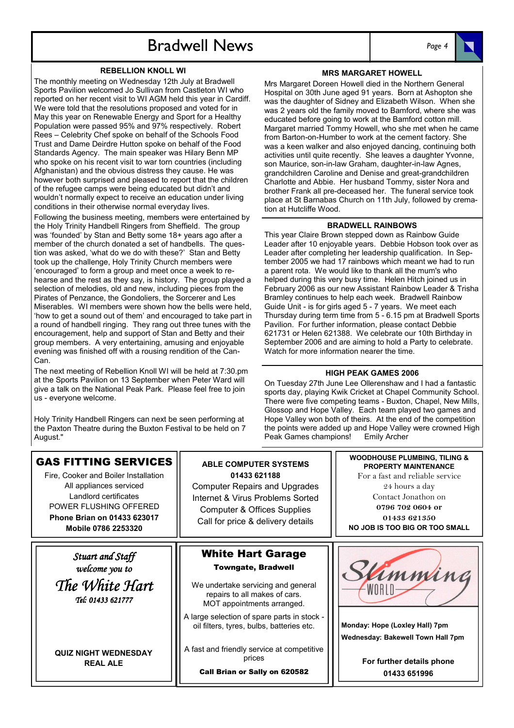## REBELLION KNOLL WI

The monthly meeting on Wednesday 12th July at Bradwell Sports Pavilion welcomed Jo Sullivan from Castleton WI who reported on her recent visit to WI AGM held this year in Cardiff. We were told that the resolutions proposed and voted for in May this year on Renewable Energy and Sport for a Healthy Population were passed 95% and 97% respectively. Robert Rees – Celebrity Chef spoke on behalf of the Schools Food Trust and Dame Deirdre Hutton spoke on behalf of the Food Standards Agency. The main speaker was Hilary Benn MP who spoke on his recent visit to war torn countries (including Afghanistan) and the obvious distress they cause. He was however both surprised and pleased to report that the children of the refugee camps were being educated but didn't and wouldn't normally expect to receive an education under living conditions in their otherwise normal everyday lives.

Following the business meeting, members were entertained by the Holy Trinity Handbell Ringers from Sheffield. The group was 'founded' by Stan and Betty some 18+ years ago after a member of the church donated a set of handbells. The question was asked, 'what do we do with these?' Stan and Betty took up the challenge, Holy Trinity Church members were 'encouraged' to form a group and meet once a week to rehearse and the rest as they say, is history. The group played a selection of melodies, old and new, including pieces from the Pirates of Penzance, the Gondoliers, the Sorcerer and Les Miserables. WI members were shown how the bells were held, 'how to get a sound out of them' and encouraged to take part in a round of handbell ringing. They rang out three tunes with the encouragement, help and support of Stan and Betty and their group members. A very entertaining, amusing and enjoyable evening was finished off with a rousing rendition of the Can-Can.

The next meeting of Rebellion Knoll WI will be held at 7:30.pm at the Sports Pavilion on 13 September when Peter Ward will give a talk on the National Peak Park. Please feel free to join us - everyone welcome.

Holy Trinity Handbell Ringers can next be seen performing at the Paxton Theatre during the Buxton Festival to be held on 7 August."

## MRS MARGARET HOWELL

Mrs Margaret Doreen Howell died in the Northern General Hospital on 30th June aged 91 years. Born at Ashopton she was the daughter of Sidney and Elizabeth Wilson. When she was 2 years old the family moved to Bamford, where she was educated before going to work at the Bamford cotton mill. Margaret married Tommy Howell, who she met when he came from Barton-on-Humber to work at the cement factory. She was a keen walker and also enjoyed dancing, continuing both activities until quite recently. She leaves a daughter Yvonne, son Maurice, son-in-law Graham, daughter-in-law Agnes, grandchildren Caroline and Denise and great-grandchildren Charlotte and Abbie. Her husband Tommy, sister Nora and brother Frank all pre-deceased her. The funeral service took place at St Barnabas Church on 11th July, followed by cremation at Hutcliffe Wood.

## BRADWELL RAINBOWS

This year Claire Brown stepped down as Rainbow Guide Leader after 10 enjoyable years. Debbie Hobson took over as Leader after completing her leadership qualification. In September 2005 we had 17 rainbows which meant we had to run a parent rota. We would like to thank all the mum's who helped during this very busy time. Helen Hitch joined us in February 2006 as our new Assistant Rainbow Leader & Trisha Bramley continues to help each week. Bradwell Rainbow Guide Unit - is for girls aged 5 - 7 years. We meet each Thursday during term time from 5 - 6.15 pm at Bradwell Sports Pavilion. For further information, please contact Debbie 621731 or Helen 621388. We celebrate our 10th Birthday in September 2006 and are aiming to hold a Party to celebrate. Watch for more information nearer the time.

## HIGH PEAK GAMES 2006

On Tuesday 27th June Lee Ollerenshaw and I had a fantastic sports day, playing Kwik Cricket at Chapel Community School. There were five competing teams - Buxton, Chapel, New Mills, Glossop and Hope Valley. Each team played two games and Hope Valley won both of theirs. At the end of the competition the points were added up and Hope Valley were crowned High Peak Games champions! Emily Archer

---

**GAS FITTING SERVICES**

Fire, Cooker and Boiler Installation
All appliances serviced
Landlord certificates
POWER FLUSHING OFFERED
**Phone Brian on 01433 623017**
**Mobile 0786 2253320**

---

**ABLE COMPUTER SYSTEMS**
**01433 621188**
Computer Repairs and Upgrades
Internet & Virus Problems Sorted
Computer & Offices Supplies
Call for price & delivery details

---

**WOODHOUSE PLUMBING, TILING & PROPERTY MAINTENANCE**
For a fast and reliable service
24 hours a day
Contact Jonathon on
**0796 702 0604 or**
**01433 621350**
**NO JOB IS TOO BIG OR TOO SMALL**

---

*Stuart and Staff welcome you to*
*The White Hart*
*Tel: 01433 621777*

**QUIZ NIGHT WEDNESDAY**
**REAL ALE**

---

**White Hart Garage**
**Towngate, Bradwell**

We undertake servicing and general repairs to all makes of cars.
MOT appointments arranged.

A large selection of spare parts in stock - oil filters, tyres, bulbs, batteries etc.

A fast and friendly service at competitive prices

**Call Brian or Sally on 620582**

---

Slimming WORLD

**Monday: Hope (Loxley Hall) 7pm**
**Wednesday: Bakewell Town Hall 7pm**

**For further details phone**
**01433 651996**